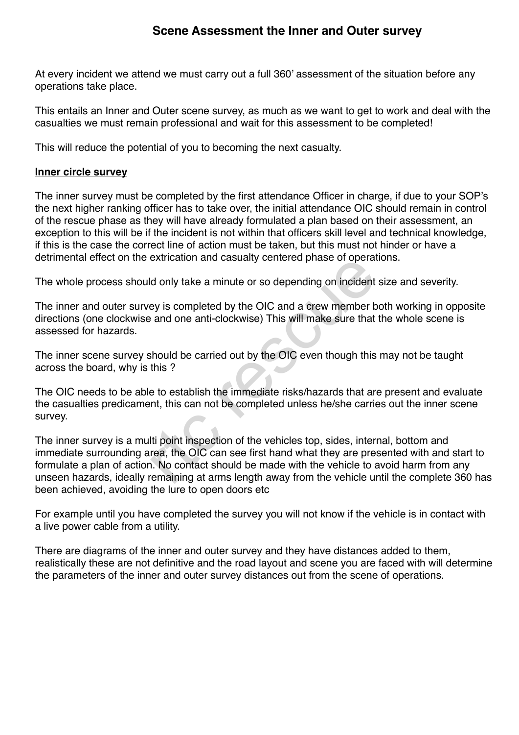# Scene Assessment the Inner and Outer survey

At every incident we attend we must carry out a full 360' assessment of the situation before any operations take place.

This entails an Inner and Outer scene survey, as much as we want to get to work and deal with the casualties we must remain professional and wait for this assessment to be completed!

This will reduce the potential of you to becoming the next casualty.

**Inner circle survey**

The inner survey must be completed by the first attendance Officer in charge, if due to your SOP's the next higher ranking officer has to take over, the initial attendance OIC should remain in control of the rescue phase as they will have already formulated a plan based on their assessment, an exception to this will be if the incident is not within that officers skill level and technical knowledge, if this is the case the correct line of action must be taken, but this must not hinder or have a detrimental effect on the extrication and casualty centered phase of operations.

The whole process should only take a minute or so depending on incident size and severity.

The inner and outer survey is completed by the OIC and a crew member both working in opposite directions (one clockwise and one anti-clockwise) This will make sure that the whole scene is assessed for hazards.

The inner scene survey should be carried out by the OIC even though this may not be taught across the board, why is this ?

The OIC needs to be able to establish the immediate risks/hazards that are present and evaluate the casualties predicament, this can not be completed unless he/she carries out the inner scene survey.

The inner survey is a multi point inspection of the vehicles top, sides, internal, bottom and immediate surrounding area, the OIC can see first hand what they are presented with and start to formulate a plan of action. No contact should be made with the vehicle to avoid harm from any unseen hazards, ideally remaining at arms length away from the vehicle until the complete 360 has been achieved, avoiding the lure to open doors etc

For example until you have completed the survey you will not know if the vehicle is in contact with a live power cable from a utility.

There are diagrams of the inner and outer survey and they have distances added to them, realistically these are not definitive and the road layout and scene you are faced with will determine the parameters of the inner and outer survey distances out from the scene of operations.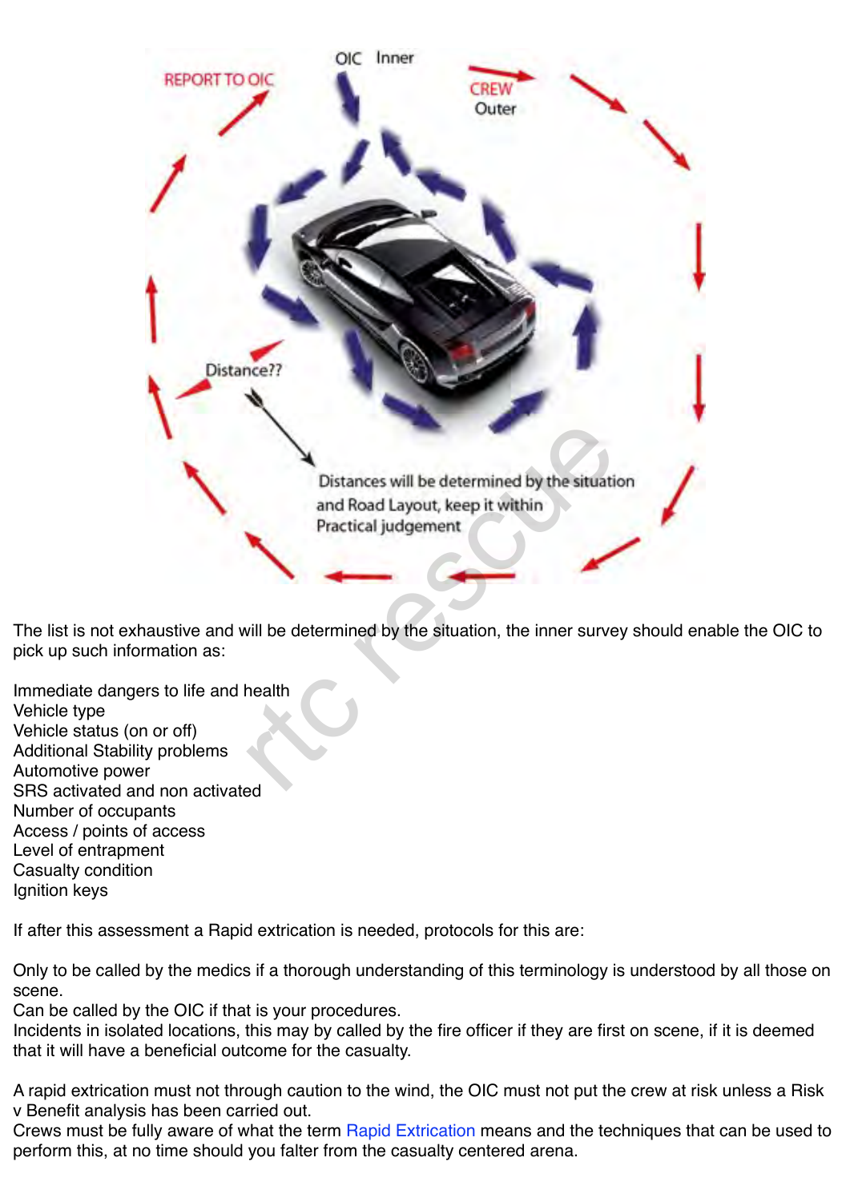The list is not exhaustive and will be determined by the situation, the inner survey should enable the OIC to pick up such information as:

Immediate dangers to life and health
Vehicle type
Vehicle status (on or off)
Additional Stability problems
Automotive power
SRS activated and non activated
Number of occupants
Access / points of access
Level of entrapment
Casualty condition
Ignition keys

If after this assessment a Rapid extrication is needed, protocols for this are:

Only to be called by the medics if a thorough understanding of this terminology is understood by all those on scene.
Can be called by the OIC if that is your procedures.
Incidents in isolated locations, this may by called by the fire officer if they are first on scene, if it is deemed that it will have a beneficial outcome for the casualty.

A rapid extrication must not through caution to the wind, the OIC must not put the crew at risk unless a Risk v Benefit analysis has been carried out.
Crews must be fully aware of what the term Rapid Extrication means and the techniques that can be used to perform this, at no time should you falter from the casualty centered arena.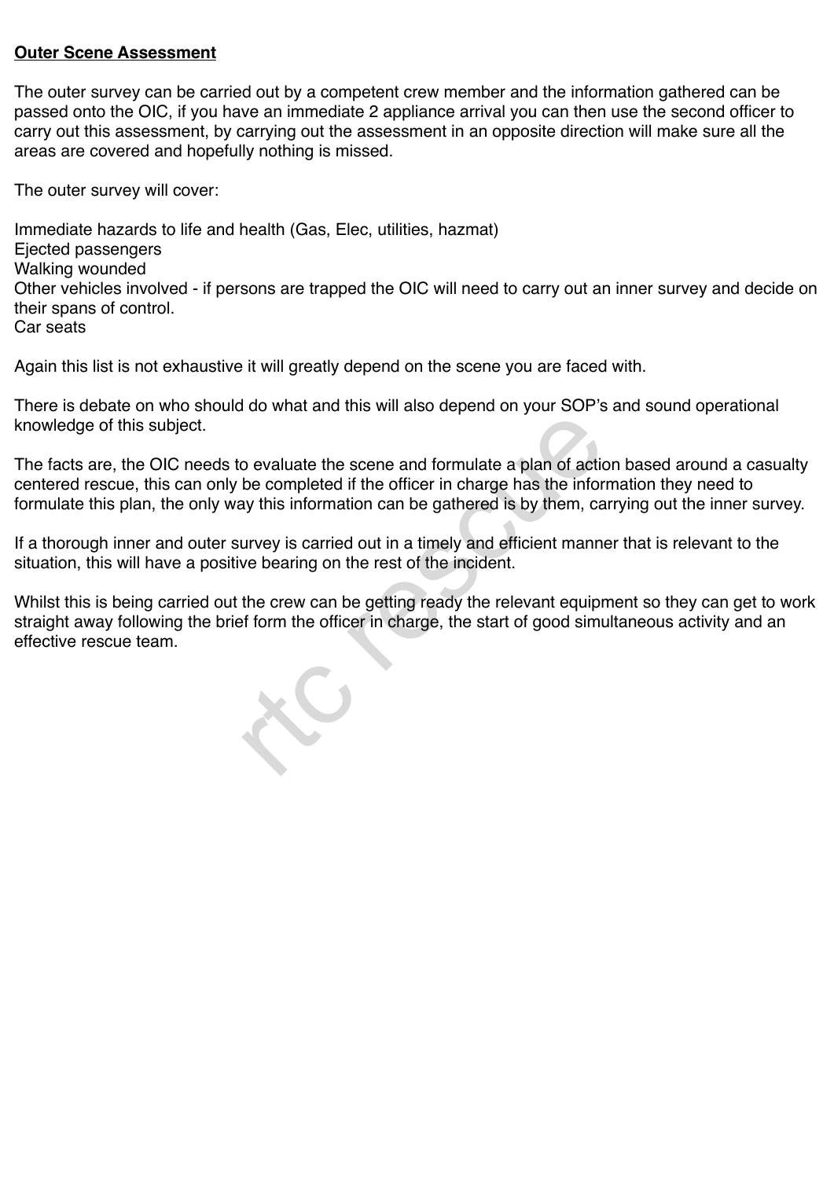**Outer Scene Assessment**

The outer survey can be carried out by a competent crew member and the information gathered can be passed onto the OIC, if you have an immediate 2 appliance arrival you can then use the second officer to carry out this assessment, by carrying out the assessment in an opposite direction will make sure all the areas are covered and hopefully nothing is missed.

The outer survey will cover:

Immediate hazards to life and health (Gas, Elec, utilities, hazmat)
Ejected passengers
Walking wounded
Other vehicles involved - if persons are trapped the OIC will need to carry out an inner survey and decide on their spans of control.
Car seats

Again this list is not exhaustive it will greatly depend on the scene you are faced with.

There is debate on who should do what and this will also depend on your SOP's and sound operational knowledge of this subject.

The facts are, the OIC needs to evaluate the scene and formulate a plan of action based around a casualty centered rescue, this can only be completed if the officer in charge has the information they need to formulate this plan, the only way this information can be gathered is by them, carrying out the inner survey.

If a thorough inner and outer survey is carried out in a timely and efficient manner that is relevant to the situation, this will have a positive bearing on the rest of the incident.

Whilst this is being carried out the crew can be getting ready the relevant equipment so they can get to work straight away following the brief form the officer in charge, the start of good simultaneous activity and an effective rescue team.